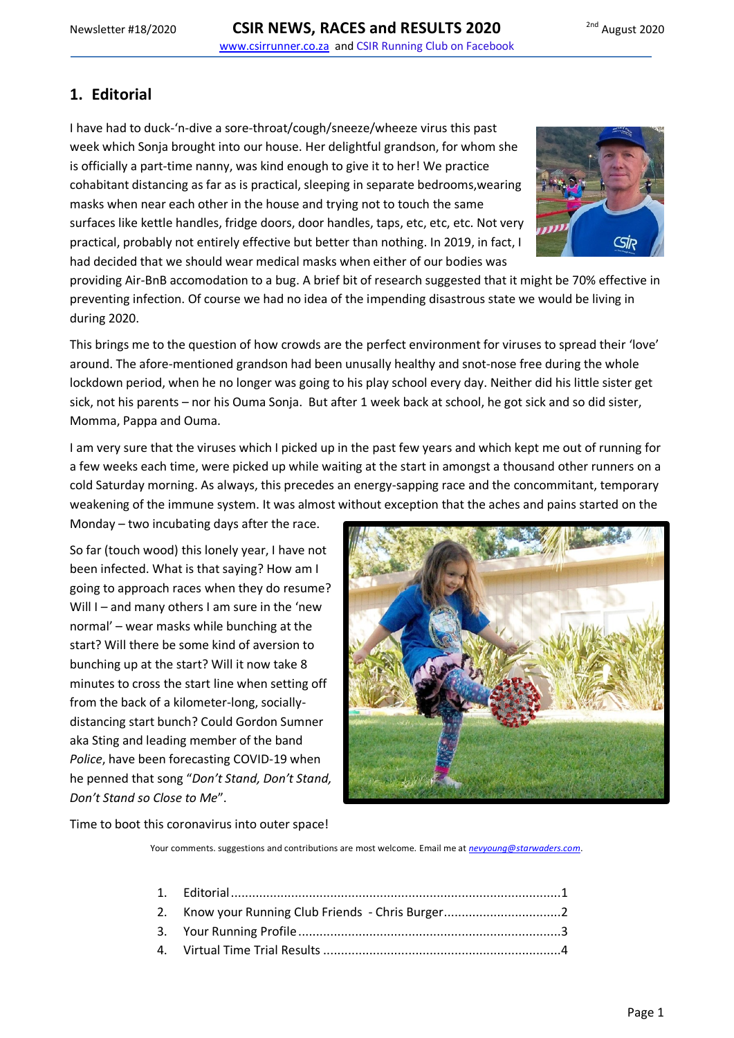## 1. Editorial

I have had to duck-'n-dive a sore-throat/cough/sneeze/wheeze virus this past week which Sonja brought into our house. Her delightful grandson, for whom she is officially a part-time nanny, was kind enough to give it to her! We practice cohabitant distancing as far as is practical, sleeping in separate bedrooms,wearing masks when near each other in the house and trying not to touch the same surfaces like kettle handles, fridge doors, door handles, taps, etc, etc, etc. Not very practical, probably not entirely effective but better than nothing. In 2019, in fact, I had decided that we should wear medical masks when either of our bodies was providing Air-BnB accomodation to a bug. A brief bit of research suggested that it might be 70% effective in preventing infection. Of course we had no idea of the impending disastrous state we would be living in during 2020.

This brings me to the question of how crowds are the perfect environment for viruses to spread their 'love' around. The afore-mentioned grandson had been unusally healthy and snot-nose free during the whole lockdown period, when he no longer was going to his play school every day. Neither did his little sister get sick, not his parents – nor his Ouma Sonja. But after 1 week back at school, he got sick and so did sister, Momma, Pappa and Ouma.

I am very sure that the viruses which I picked up in the past few years and which kept me out of running for a few weeks each time, were picked up while waiting at the start in amongst a thousand other runners on a cold Saturday morning. As always, this precedes an energy-sapping race and the concommitant, temporary weakening of the immune system. It was almost without exception that the aches and pains started on the Monday – two incubating days after the race.

So far (touch wood) this lonely year, I have not been infected. What is that saying? How am I going to approach races when they do resume? Will I – and many others I am sure in the 'new normal' – wear masks while bunching at the start? Will there be some kind of aversion to bunching up at the start? Will it now take 8 minutes to cross the start line when setting off from the back of a kilometer-long, socially-distancing start bunch? Could Gordon Sumner aka Sting and leading member of the band *Police*, have been forecasting COVID-19 when he penned that song "*Don't Stand, Don't Stand, Don't Stand so Close to Me*".

Time to boot this coronavirus into outer space!

Your comments. suggestions and contributions are most welcome. Email me at *nevyoung@starwaders.com*.

1. Editorial ........................................................................................1
2. Know your Running Club Friends - Chris Burger.................................2
3. Your Running Profile ........................................................................3
4. Virtual Time Trial Results ..................................................................4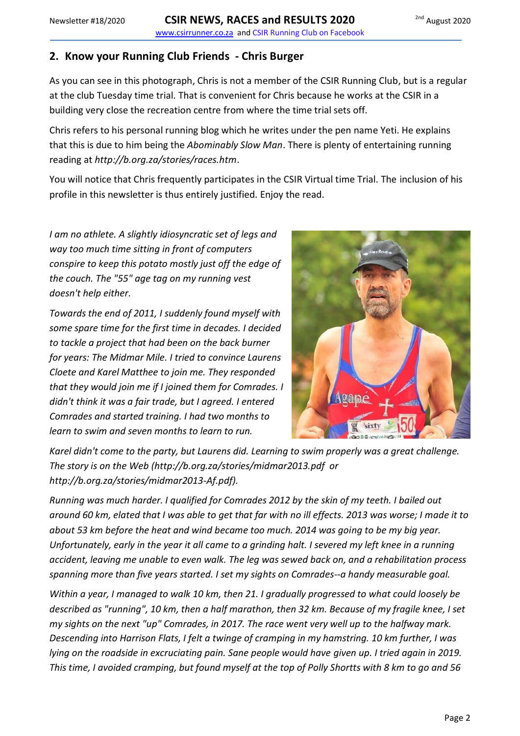## 2. Know your Running Club Friends - Chris Burger

As you can see in this photograph, Chris is not a member of the CSIR Running Club, but is a regular at the club Tuesday time trial. That is convenient for Chris because he works at the CSIR in a building very close the recreation centre from where the time trial sets off.

Chris refers to his personal running blog which he writes under the pen name Yeti. He explains that this is due to him being the *Abominably Slow Man*. There is plenty of entertaining running reading at *http://b.org.za/stories/races.htm*.

You will notice that Chris frequently participates in the CSIR Virtual time Trial. The inclusion of his profile in this newsletter is thus entirely justified. Enjoy the read.

*I am no athlete. A slightly idiosyncratic set of legs and way too much time sitting in front of computers conspire to keep this potato mostly just off the edge of the couch. The "55" age tag on my running vest doesn't help either.*

*Towards the end of 2011, I suddenly found myself with some spare time for the first time in decades. I decided to tackle a project that had been on the back burner for years: The Midmar Mile. I tried to convince Laurens Cloete and Karel Matthee to join me. They responded that they would join me if I joined them for Comrades. I didn't think it was a fair trade, but I agreed. I entered Comrades and started training. I had two months to learn to swim and seven months to learn to run.*

*Karel didn't come to the party, but Laurens did. Learning to swim properly was a great challenge. The story is on the Web (http://b.org.za/stories/midmar2013.pdf or http://b.org.za/stories/midmar2013-Af.pdf).*

*Running was much harder. I qualified for Comrades 2012 by the skin of my teeth. I bailed out around 60 km, elated that I was able to get that far with no ill effects. 2013 was worse; I made it to about 53 km before the heat and wind became too much. 2014 was going to be my big year. Unfortunately, early in the year it all came to a grinding halt. I severed my left knee in a running accident, leaving me unable to even walk. The leg was sewed back on, and a rehabilitation process spanning more than five years started. I set my sights on Comrades--a handy measurable goal.*

*Within a year, I managed to walk 10 km, then 21. I gradually progressed to what could loosely be described as "running", 10 km, then a half marathon, then 32 km. Because of my fragile knee, I set my sights on the next "up" Comrades, in 2017. The race went very well up to the halfway mark. Descending into Harrison Flats, I felt a twinge of cramping in my hamstring. 10 km further, I was lying on the roadside in excruciating pain. Sane people would have given up. I tried again in 2019. This time, I avoided cramping, but found myself at the top of Polly Shortts with 8 km to go and 56*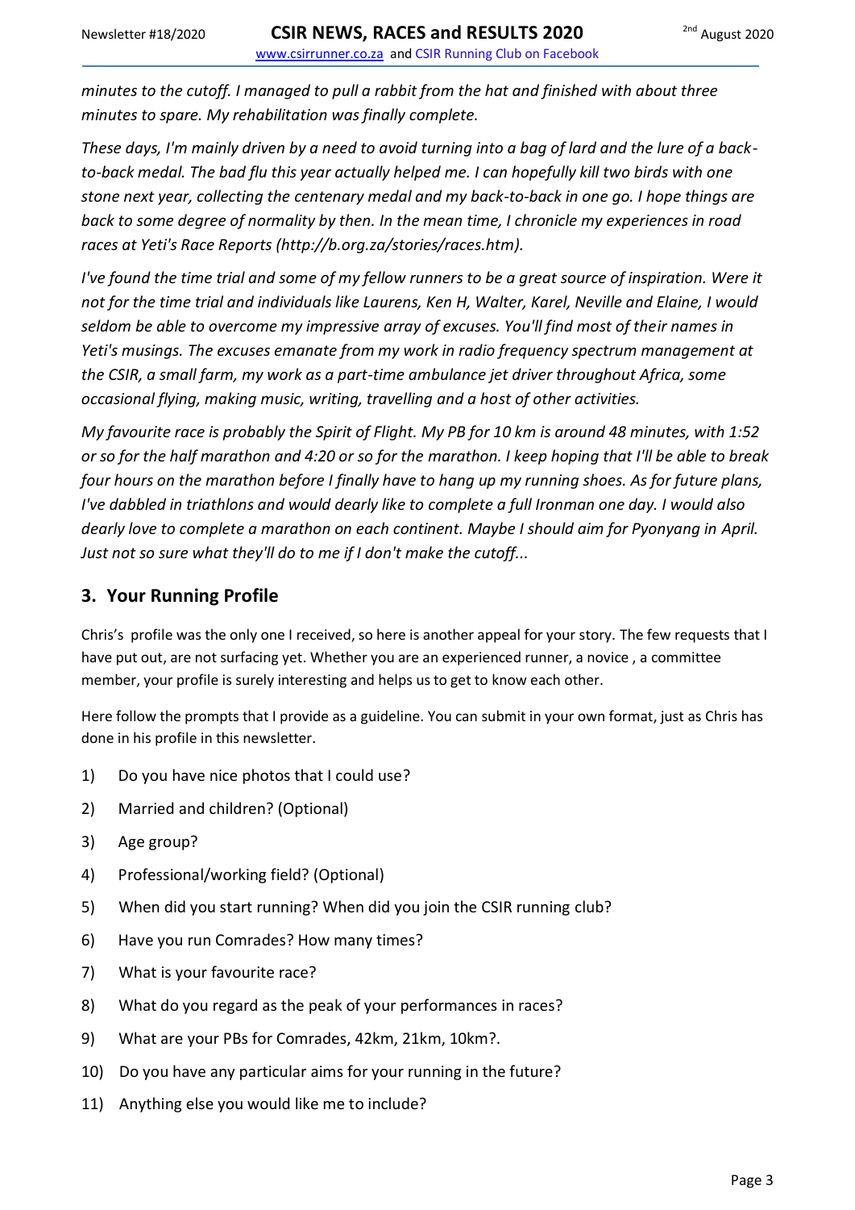*minutes to the cutoff. I managed to pull a rabbit from the hat and finished with about three minutes to spare. My rehabilitation was finally complete.*

*These days, I'm mainly driven by a need to avoid turning into a bag of lard and the lure of a back-to-back medal. The bad flu this year actually helped me. I can hopefully kill two birds with one stone next year, collecting the centenary medal and my back-to-back in one go. I hope things are back to some degree of normality by then. In the mean time, I chronicle my experiences in road races at Yeti's Race Reports (http://b.org.za/stories/races.htm).*

*I've found the time trial and some of my fellow runners to be a great source of inspiration. Were it not for the time trial and individuals like Laurens, Ken H, Walter, Karel, Neville and Elaine, I would seldom be able to overcome my impressive array of excuses. You'll find most of their names in Yeti's musings. The excuses emanate from my work in radio frequency spectrum management at the CSIR, a small farm, my work as a part-time ambulance jet driver throughout Africa, some occasional flying, making music, writing, travelling and a host of other activities.*

*My favourite race is probably the Spirit of Flight. My PB for 10 km is around 48 minutes, with 1:52 or so for the half marathon and 4:20 or so for the marathon. I keep hoping that I'll be able to break four hours on the marathon before I finally have to hang up my running shoes. As for future plans, I've dabbled in triathlons and would dearly like to complete a full Ironman one day. I would also dearly love to complete a marathon on each continent. Maybe I should aim for Pyonyang in April. Just not so sure what they'll do to me if I don't make the cutoff...*

## 3. Your Running Profile

Chris's profile was the only one I received, so here is another appeal for your story. The few requests that I have put out, are not surfacing yet. Whether you are an experienced runner, a novice , a committee member, your profile is surely interesting and helps us to get to know each other.

Here follow the prompts that I provide as a guideline. You can submit in your own format, just as Chris has done in his profile in this newsletter.

1) Do you have nice photos that I could use?
2) Married and children? (Optional)
3) Age group?
4) Professional/working field? (Optional)
5) When did you start running? When did you join the CSIR running club?
6) Have you run Comrades? How many times?
7) What is your favourite race?
8) What do you regard as the peak of your performances in races?
9) What are your PBs for Comrades, 42km, 21km, 10km?.
10) Do you have any particular aims for your running in the future?
11) Anything else you would like me to include?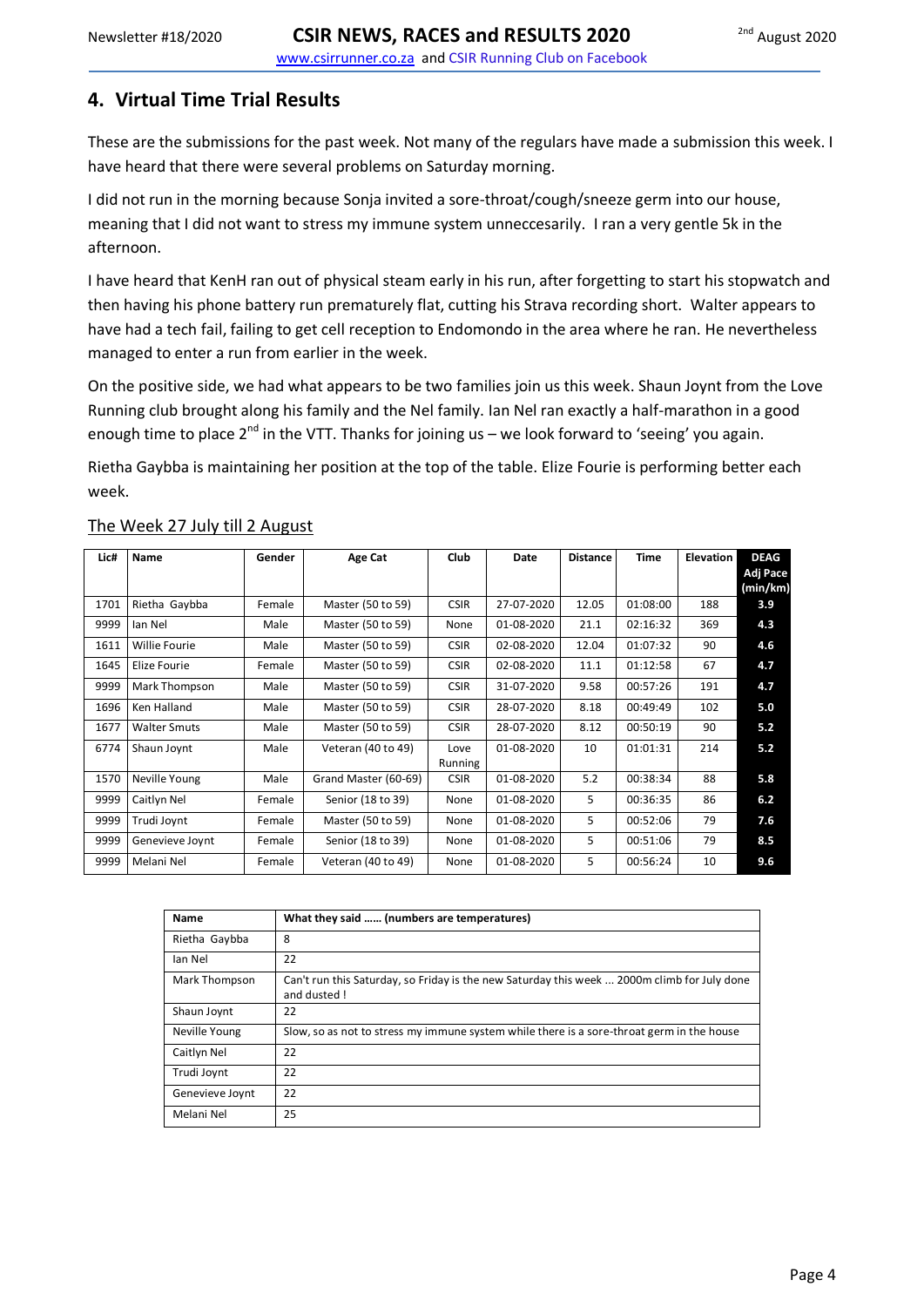## 4. Virtual Time Trial Results

These are the submissions for the past week. Not many of the regulars have made a submission this week. I have heard that there were several problems on Saturday morning.

I did not run in the morning because Sonja invited a sore-throat/cough/sneeze germ into our house, meaning that I did not want to stress my immune system unneccesarily. I ran a very gentle 5k in the afternoon.

I have heard that KenH ran out of physical steam early in his run, after forgetting to start his stopwatch and then having his phone battery run prematurely flat, cutting his Strava recording short. Walter appears to have had a tech fail, failing to get cell reception to Endomondo in the area where he ran. He nevertheless managed to enter a run from earlier in the week.

On the positive side, we had what appears to be two families join us this week. Shaun Joynt from the Love Running club brought along his family and the Nel family. Ian Nel ran exactly a half-marathon in a good enough time to place 2nd in the VTT. Thanks for joining us – we look forward to 'seeing' you again.

Rietha Gaybba is maintaining her position at the top of the table. Elize Fourie is performing better each week.

The Week 27 July till 2 August

| Lic# | Name | Gender | Age Cat | Club | Date | Distance | Time | Elevation | DEAG Adj Pace (min/km) |
|---|---|---|---|---|---|---|---|---|---|
| 1701 | Rietha Gaybba | Female | Master (50 to 59) | CSIR | 27-07-2020 | 12.05 | 01:08:00 | 188 | 3.9 |
| 9999 | Ian Nel | Male | Master (50 to 59) | None | 01-08-2020 | 21.1 | 02:16:32 | 369 | 4.3 |
| 1611 | Willie Fourie | Male | Master (50 to 59) | CSIR | 02-08-2020 | 12.04 | 01:07:32 | 90 | 4.6 |
| 1645 | Elize Fourie | Female | Master (50 to 59) | CSIR | 02-08-2020 | 11.1 | 01:12:58 | 67 | 4.7 |
| 9999 | Mark Thompson | Male | Master (50 to 59) | CSIR | 31-07-2020 | 9.58 | 00:57:26 | 191 | 4.7 |
| 1696 | Ken Halland | Male | Master (50 to 59) | CSIR | 28-07-2020 | 8.18 | 00:49:49 | 102 | 5.0 |
| 1677 | Walter Smuts | Male | Master (50 to 59) | CSIR | 28-07-2020 | 8.12 | 00:50:19 | 90 | 5.2 |
| 6774 | Shaun Joynt | Male | Veteran (40 to 49) | Love Running | 01-08-2020 | 10 | 01:01:31 | 214 | 5.2 |
| 1570 | Neville Young | Male | Grand Master (60-69) | CSIR | 01-08-2020 | 5.2 | 00:38:34 | 88 | 5.8 |
| 9999 | Caitlyn Nel | Female | Senior (18 to 39) | None | 01-08-2020 | 5 | 00:36:35 | 86 | 6.2 |
| 9999 | Trudi Joynt | Female | Master (50 to 59) | None | 01-08-2020 | 5 | 00:52:06 | 79 | 7.6 |
| 9999 | Genevieve Joynt | Female | Senior (18 to 39) | None | 01-08-2020 | 5 | 00:51:06 | 79 | 8.5 |
| 9999 | Melani Nel | Female | Veteran (40 to 49) | None | 01-08-2020 | 5 | 00:56:24 | 10 | 9.6 |

| Name | What they said …… (numbers are temperatures) |
|---|---|
| Rietha Gaybba | 8 |
| Ian Nel | 22 |
| Mark Thompson | Can't run this Saturday, so Friday is the new Saturday this week ... 2000m climb for July done and dusted ! |
| Shaun Joynt | 22 |
| Neville Young | Slow, so as not to stress my immune system while there is a sore-throat germ in the house |
| Caitlyn Nel | 22 |
| Trudi Joynt | 22 |
| Genevieve Joynt | 22 |
| Melani Nel | 25 |